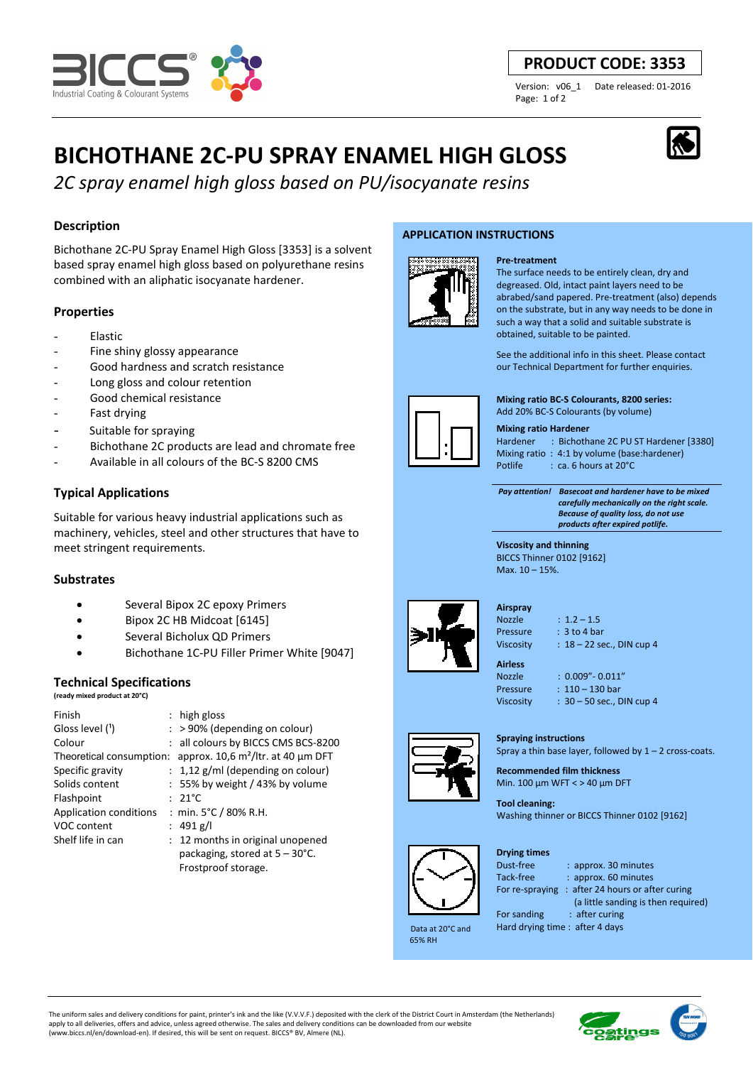# PRODUCT CODE: 3353

Version: v06_1 Date released: 01-2016

# BICHOTHANE 2C-PU SPRAY ENAMEL HIGH GLOSS

*2C spray enamel high gloss based on PU/isocyanate resins*

## Description

Bichothane 2C-PU Spray Enamel High Gloss [3353] is a solvent based spray enamel high gloss based on polyurethane resins combined with an aliphatic isocyanate hardener.

## Properties

- Elastic
- Fine shiny glossy appearance
- Good hardness and scratch resistance
- Long gloss and colour retention
- Good chemical resistance
- Fast drying
- Suitable for spraying
- Bichothane 2C products are lead and chromate free
- Available in all colours of the BC-S 8200 CMS

## Typical Applications

Suitable for various heavy industrial applications such as machinery, vehicles, steel and other structures that have to meet stringent requirements.

## Substrates

- Several Bipox 2C epoxy Primers
- Bipox 2C HB Midcoat [6145]
- Several Bicholux QD Primers
- Bichothane 1C-PU Filler Primer White [9047]

## Technical Specifications

**(ready mixed product at 20°C)**

| | |
|---|---|
| Finish | : high gloss |
| Gloss level (1) | : > 90% (depending on colour) |
| Colour | : all colours by BICCS CMS BCS-8200 |
| Theoretical consumption: | approx. 10,6 m²/ltr. at 40 µm DFT |
| Specific gravity | : 1,12 g/ml (depending on colour) |
| Solids content | : 55% by weight / 43% by volume |
| Flashpoint | : 21°C |
| Application conditions | : min. 5°C / 80% R.H. |
| VOC content | : 491 g/l |
| Shelf life in can | : 12 months in original unopened packaging, stored at 5 – 30°C. Frostproof storage. |

## APPLICATION INSTRUCTIONS

**Pre-treatment**

The surface needs to be entirely clean, dry and degreased. Old, intact paint layers need to be abraded/sand papered. Pre-treatment (also) depends on the substrate, but in any way needs to be done in such a way that a solid and suitable substrate is obtained, suitable to be painted.

See the additional info in this sheet. Please contact our Technical Department for further enquiries.

**Mixing ratio BC-S Colourants, 8200 series:**

Add 20% BC-S Colourants (by volume)

**Mixing ratio Hardener**

| | |
|---|---|
| Hardener | : Bichothane 2C PU ST Hardener [3380] |
| Mixing ratio | : 4:1 by volume (base:hardener) |
| Potlife | : ca. 6 hours at 20°C |

***Pay attention!*** ***Basecoat and hardener have to be mixed carefully mechanically on the right scale. Because of quality loss, do not use products after expired potlife.***

**Viscosity and thinning**

BICCS Thinner 0102 [9162]
Max. 10 – 15%.

**Airspray**

| | |
|---|---|
| Nozzle | : 1.2 – 1.5 |
| Pressure | : 3 to 4 bar |
| Viscosity | : 18 – 22 sec., DIN cup 4 |

**Airless**

| | |
|---|---|
| Nozzle | : 0.009"- 0.011" |
| Pressure | : 110 – 130 bar |
| Viscosity | : 30 – 50 sec., DIN cup 4 |

**Spraying instructions**

Spray a thin base layer, followed by 1 – 2 cross-coats.

**Recommended film thickness**

Min. 100 µm WFT < > 40 µm DFT

**Tool cleaning:**

Washing thinner or BICCS Thinner 0102 [9162]

**Drying times**

| | |
|---|---|
| Dust-free | : approx. 30 minutes |
| Tack-free | : approx. 60 minutes |
| For re-spraying | : after 24 hours or after curing (a little sanding is then required) |
| For sanding | : after curing |
| Hard drying time | : after 4 days |

Data at 20°C and 65% RH

The uniform sales and delivery conditions for paint, printer's ink and the like (V.V.V.F.) deposited with the clerk of the District Court in Amsterdam (the Netherlands) apply to all deliveries, offers and advice, unless agreed otherwise. The sales and delivery conditions can be downloaded from our website (www.biccs.nl/en/download-en). If desired, this will be sent on request. BICCS® BV, Almere (NL).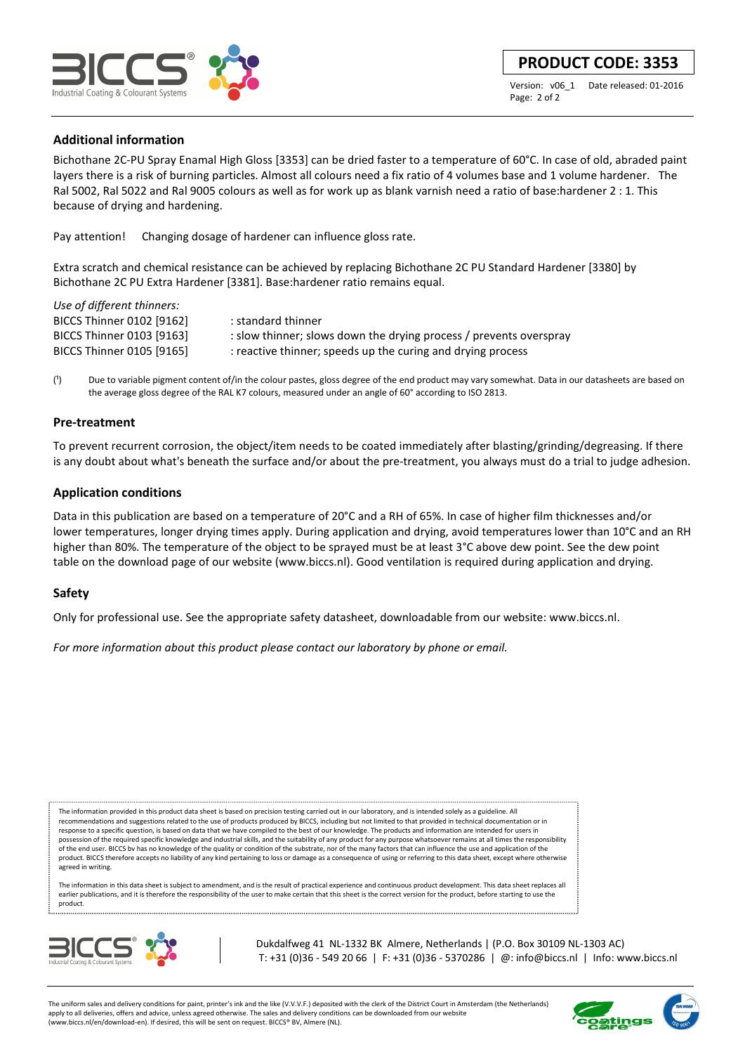## Additional information

Bichothane 2C-PU Spray Enamal High Gloss [3353] can be dried faster to a temperature of 60°C. In case of old, abraded paint layers there is a risk of burning particles. Almost all colours need a fix ratio of 4 volumes base and 1 volume hardener. The Ral 5002, Ral 5022 and Ral 9005 colours as well as for work up as blank varnish need a ratio of base:hardener 2 : 1. This because of drying and hardening.

Pay attention! Changing dosage of hardener can influence gloss rate.

Extra scratch and chemical resistance can be achieved by replacing Bichothane 2C PU Standard Hardener [3380] by Bichothane 2C PU Extra Hardener [3381]. Base:hardener ratio remains equal.

*Use of different thinners:*

| | |
|---|---|
| BICCS Thinner 0102 [9162] | : standard thinner |
| BICCS Thinner 0103 [9163] | : slow thinner; slows down the drying process / prevents overspray |
| BICCS Thinner 0105 [9165] | : reactive thinner; speeds up the curing and drying process |

([1]) Due to variable pigment content of/in the colour pastes, gloss degree of the end product may vary somewhat. Data in our datasheets are based on the average gloss degree of the RAL K7 colours, measured under an angle of 60° according to ISO 2813.

## Pre-treatment

To prevent recurrent corrosion, the object/item needs to be coated immediately after blasting/grinding/degreasing. If there is any doubt about what's beneath the surface and/or about the pre-treatment, you always must do a trial to judge adhesion.

## Application conditions

Data in this publication are based on a temperature of 20°C and a RH of 65%. In case of higher film thicknesses and/or lower temperatures, longer drying times apply. During application and drying, avoid temperatures lower than 10°C and an RH higher than 80%. The temperature of the object to be sprayed must be at least 3°C above dew point. See the dew point table on the download page of our website (www.biccs.nl). Good ventilation is required during application and drying.

## Safety

Only for professional use. See the appropriate safety datasheet, downloadable from our website: www.biccs.nl.

*For more information about this product please contact our laboratory by phone or email.*

The information provided in this product data sheet is based on precision testing carried out in our laboratory, and is intended solely as a guideline. All recommendations and suggestions related to the use of products produced by BICCS, including but not limited to that provided in technical documentation or in response to a specific question, is based on data that we have compiled to the best of our knowledge. The products and information are intended for users in possession of the required specific knowledge and industrial skills, and the suitability of any product for any purpose whatsoever remains at all times the responsibility of the end user. BICCS bv has no knowledge of the quality or condition of the substrate, nor of the many factors that can influence the use and application of the product. BICCS therefore accepts no liability of any kind pertaining to loss or damage as a consequence of using or referring to this data sheet, except where otherwise agreed in writing.

The information in this data sheet is subject to amendment, and is the result of practical experience and continuous product development. This data sheet replaces all earlier publications, and it is therefore the responsibility of the user to make certain that this sheet is the correct version for the product, before starting to use the product.

Dukdalfweg 41 NL-1332 BK Almere, Netherlands | (P.O. Box 30109 NL-1303 AC)
T: +31 (0)36 - 549 20 66 | F: +31 (0)36 - 5370286 | @: info@biccs.nl | Info: www.biccs.nl

The uniform sales and delivery conditions for paint, printer's ink and the like (V.V.V.F.) deposited with the clerk of the District Court in Amsterdam (the Netherlands) apply to all deliveries, offers and advice, unless agreed otherwise. The sales and delivery conditions can be downloaded from our website (www.biccs.nl/en/download-en). If desired, this will be sent on request. BICCS® BV, Almere (NL).